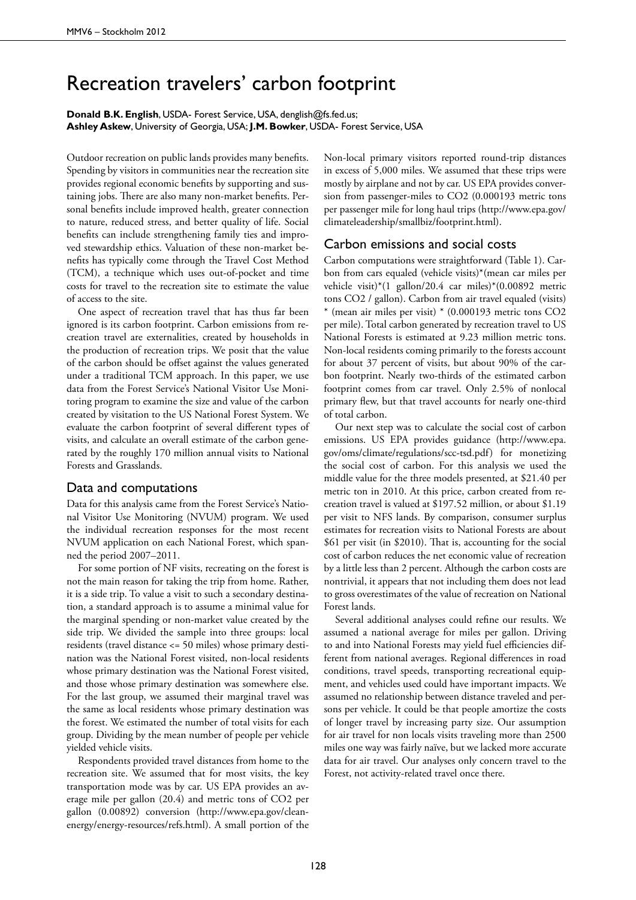# Recreation travelers' carbon footprint

**Donald B.K. English**, USDA- Forest Service, USA, denglish@fs.fed.us;
**Ashley Askew**, University of Georgia, USA; **J.M. Bowker**, USDA- Forest Service, USA

Outdoor recreation on public lands provides many benefits. Spending by visitors in communities near the recreation site provides regional economic benefits by supporting and sustaining jobs. There are also many non-market benefits. Personal benefits include improved health, greater connection to nature, reduced stress, and better quality of life. Social benefits can include strengthening family ties and improved stewardship ethics. Valuation of these non-market benefits has typically come through the Travel Cost Method (TCM), a technique which uses out-of-pocket and time costs for travel to the recreation site to estimate the value of access to the site.

One aspect of recreation travel that has thus far been ignored is its carbon footprint. Carbon emissions from recreation travel are externalities, created by households in the production of recreation trips. We posit that the value of the carbon should be offset against the values generated under a traditional TCM approach. In this paper, we use data from the Forest Service's National Visitor Use Monitoring program to examine the size and value of the carbon created by visitation to the US National Forest System. We evaluate the carbon footprint of several different types of visits, and calculate an overall estimate of the carbon generated by the roughly 170 million annual visits to National Forests and Grasslands.

## Data and computations

Data for this analysis came from the Forest Service's National Visitor Use Monitoring (NVUM) program. We used the individual recreation responses for the most recent NVUM application on each National Forest, which spanned the period 2007–2011.

For some portion of NF visits, recreating on the forest is not the main reason for taking the trip from home. Rather, it is a side trip. To value a visit to such a secondary destination, a standard approach is to assume a minimal value for the marginal spending or non-market value created by the side trip. We divided the sample into three groups: local residents (travel distance <= 50 miles) whose primary destination was the National Forest visited, non-local residents whose primary destination was the National Forest visited, and those whose primary destination was somewhere else. For the last group, we assumed their marginal travel was the same as local residents whose primary destination was the forest. We estimated the number of total visits for each group. Dividing by the mean number of people per vehicle yielded vehicle visits.

Respondents provided travel distances from home to the recreation site. We assumed that for most visits, the key transportation mode was by car. US EPA provides an average mile per gallon (20.4) and metric tons of $CO_2$ per gallon (0.00892) conversion (http://www.epa.gov/cleanenergy/energy-resources/refs.html). A small portion of the Non-local primary visitors reported round-trip distances in excess of 5,000 miles. We assumed that these trips were mostly by airplane and not by car. US EPA provides conversion from passenger-miles to $CO_2$ (0.000193 metric tons per passenger mile for long haul trips (http://www.epa.gov/climateleadership/smallbiz/footprint.html).

## Carbon emissions and social costs

Carbon computations were straightforward (Table 1). Carbon from cars equaled (vehicle visits)*(mean car miles per vehicle visit)*(1 gallon/20.4 car miles)*(0.00892 metric tons $CO_2$ / gallon). Carbon from air travel equaled (visits) * (mean air miles per visit) * (0.000193 metric tons $CO_2$ per mile). Total carbon generated by recreation travel to US National Forests is estimated at 9.23 million metric tons. Non-local residents coming primarily to the forests account for about 37 percent of visits, but about 90% of the carbon footprint. Nearly two-thirds of the estimated carbon footprint comes from car travel. Only 2.5% of nonlocal primary flew, but that travel accounts for nearly one-third of total carbon.

Our next step was to calculate the social cost of carbon emissions. US EPA provides guidance (http://www.epa.gov/oms/climate/regulations/scc-tsd.pdf) for monetizing the social cost of carbon. For this analysis we used the middle value for the three models presented, at \$21.40 per metric ton in 2010. At this price, carbon created from recreation travel is valued at \$197.52 million, or about \$1.19 per visit to NFS lands. By comparison, consumer surplus estimates for recreation visits to National Forests are about \$61 per visit (in \$2010). That is, accounting for the social cost of carbon reduces the net economic value of recreation by a little less than 2 percent. Although the carbon costs are nontrivial, it appears that not including them does not lead to gross overestimates of the value of recreation on National Forest lands.

Several additional analyses could refine our results. We assumed a national average for miles per gallon. Driving to and into National Forests may yield fuel efficiencies different from national averages. Regional differences in road conditions, travel speeds, transporting recreational equipment, and vehicles used could have important impacts. We assumed no relationship between distance traveled and persons per vehicle. It could be that people amortize the costs of longer travel by increasing party size. Our assumption for air travel for non locals visits traveling more than 2500 miles one way was fairly naïve, but we lacked more accurate data for air travel. Our analyses only concern travel to the Forest, not activity-related travel once there.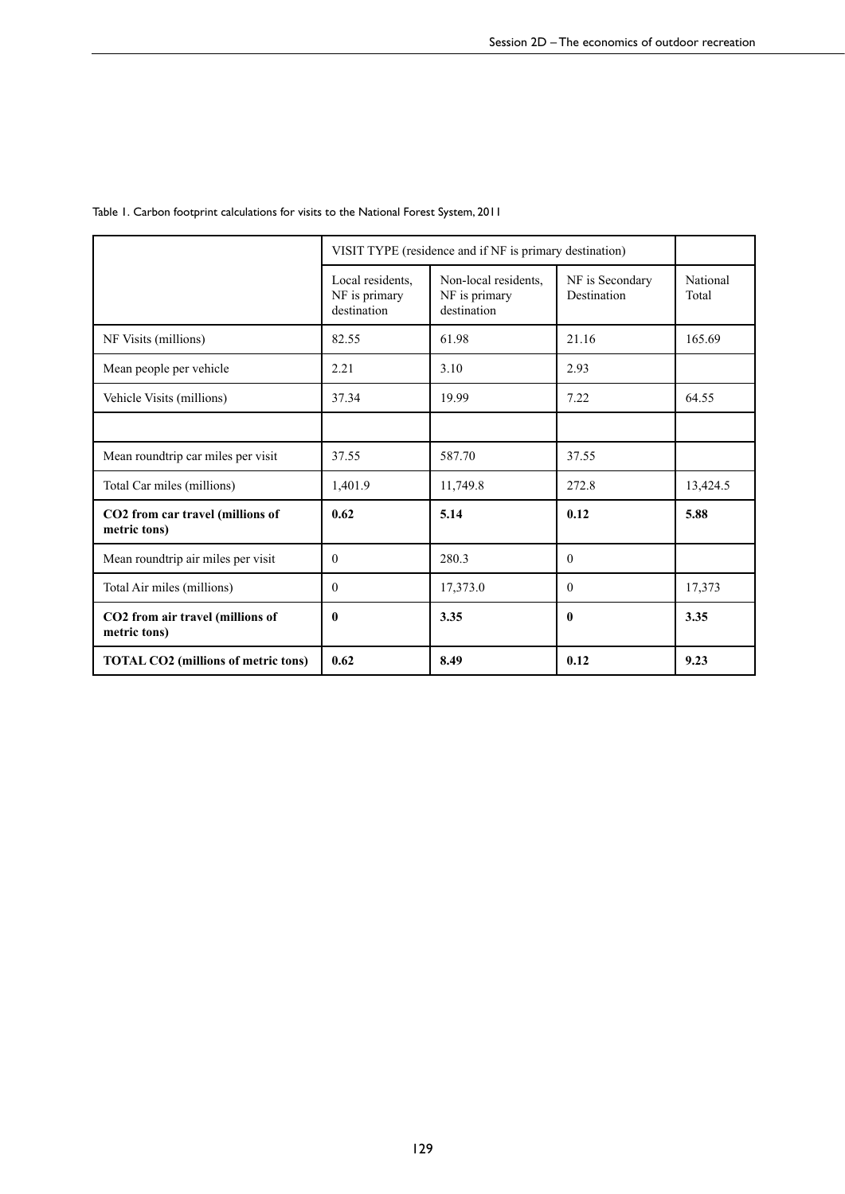Table 1. Carbon footprint calculations for visits to the National Forest System, 2011

| | VISIT TYPE (residence and if NF is primary destination) | | | |
|---|---|---|---|---|
| | Local residents, NF is primary destination | Non-local residents, NF is primary destination | NF is Secondary Destination | National Total |
| NF Visits (millions) | 82.55 | 61.98 | 21.16 | 165.69 |
| Mean people per vehicle | 2.21 | 3.10 | 2.93 | |
| Vehicle Visits (millions) | 37.34 | 19.99 | 7.22 | 64.55 |
| | | | | |
| Mean roundtrip car miles per visit | 37.55 | 587.70 | 37.55 | |
| Total Car miles (millions) | 1,401.9 | 11,749.8 | 272.8 | 13,424.5 |
| **$CO_2$ from car travel (millions of metric tons)** | **0.62** | **5.14** | **0.12** | **5.88** |
| Mean roundtrip air miles per visit | 0 | 280.3 | 0 | |
| Total Air miles (millions) | 0 | 17,373.0 | 0 | 17,373 |
| **$CO_2$ from air travel (millions of metric tons)** | **0** | **3.35** | **0** | **3.35** |
| **TOTAL $CO_2$ (millions of metric tons)** | **0.62** | **8.49** | **0.12** | **9.23** |